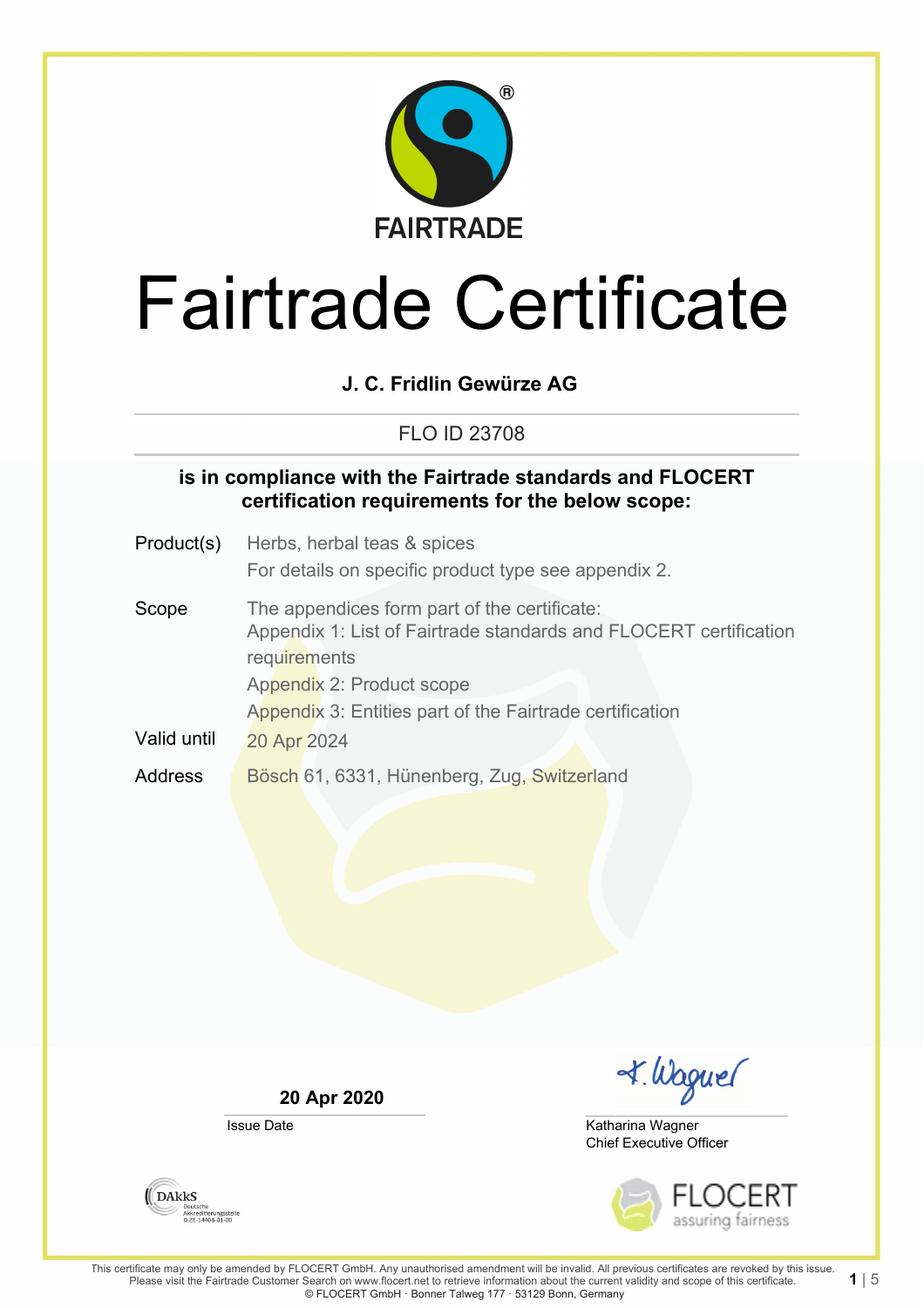FAIRTRADE

# Fairtrade Certificate

**J. C. Fridlin Gewürze AG**

FLO ID 23708

**is in compliance with the Fairtrade standards and FLOCERT certification requirements for the below scope:**

| | |
|---|---|
| Product(s) | Herbs, herbal teas & spices<br>For details on specific product type see appendix 2. |
| Scope | The appendices form part of the certificate:<br>Appendix 1: List of Fairtrade standards and FLOCERT certification requirements<br>Appendix 2: Product scope<br>Appendix 3: Entities part of the Fairtrade certification |
| Valid until | 20 Apr 2024 |
| Address | Bösch 61, 6331, Hünenberg, Zug, Switzerland |

**20 Apr 2020**

Issue Date

Katharina Wagner
Chief Executive Officer

DAkkS Deutsche Akkreditierungsstelle D-ZE-14408-01-00

FLOCERT assuring fairness

This certificate may only be amended by FLOCERT GmbH. Any unauthorised amendment will be invalid. All previous certificates are revoked by this issue. Please visit the Fairtrade Customer Search on www.flocert.net to retrieve information about the current validity and scope of this certificate.
© FLOCERT GmbH · Bonner Talweg 177 · 53129 Bonn, Germany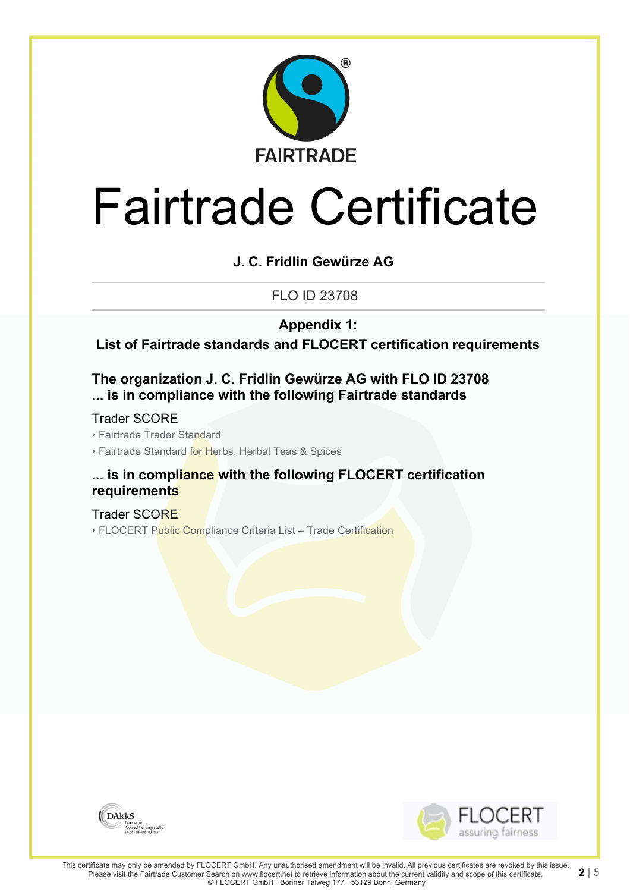FAIRTRADE

# Fairtrade Certificate

**J. C. Fridlin Gewürze AG**

FLO ID 23708

## Appendix 1:
## List of Fairtrade standards and FLOCERT certification requirements

### The organization J. C. Fridlin Gewürze AG with FLO ID 23708 ... is in compliance with the following Fairtrade standards

Trader SCORE

- Fairtrade Trader Standard
- Fairtrade Standard for Herbs, Herbal Teas & Spices

### ... is in compliance with the following FLOCERT certification requirements

Trader SCORE

- FLOCERT Public Compliance Criteria List – Trade Certification

DAkkS Deutsche Akkreditierungsstelle D-ZE-14408-01-00

FLOCERT assuring fairness

This certificate may only be amended by FLOCERT GmbH. Any unauthorised amendment will be invalid. All previous certificates are revoked by this issue. Please visit the Fairtrade Customer Search on www.flocert.net to retrieve information about the current validity and scope of this certificate.
© FLOCERT GmbH · Bonner Talweg 177 · 53129 Bonn, Germany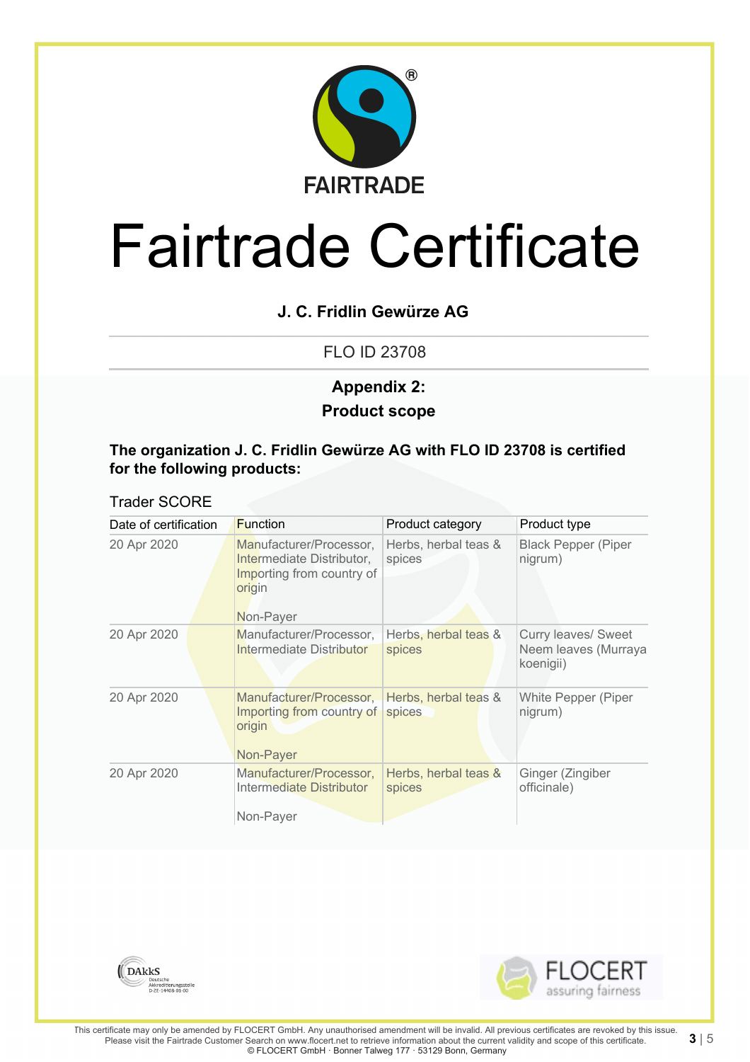FAIRTRADE

# Fairtrade Certificate

**J. C. Fridlin Gewürze AG**

FLO ID 23708

## Appendix 2:
## Product scope

**The organization J. C. Fridlin Gewürze AG with FLO ID 23708 is certified for the following products:**

Trader SCORE

| Date of certification | Function | Product category | Product type |
|---|---|---|---|
| 20 Apr 2020 | Manufacturer/Processor, Intermediate Distributor, Importing from country of origin<br><br>Non-Payer | Herbs, herbal teas & spices | Black Pepper (Piper nigrum) |
| 20 Apr 2020 | Manufacturer/Processor, Intermediate Distributor | Herbs, herbal teas & spices | Curry leaves/ Sweet Neem leaves (Murraya koenigii) |
| 20 Apr 2020 | Manufacturer/Processor, Importing from country of origin<br><br>Non-Payer | Herbs, herbal teas & spices | White Pepper (Piper nigrum) |
| 20 Apr 2020 | Manufacturer/Processor, Intermediate Distributor<br><br>Non-Payer | Herbs, herbal teas & spices | Ginger (Zingiber officinale) |

DAkkS Deutsche Akkreditierungsstelle D-ZE-14408-01-00

FLOCERT assuring fairness

This certificate may only be amended by FLOCERT GmbH. Any unauthorised amendment will be invalid. All previous certificates are revoked by this issue. Please visit the Fairtrade Customer Search on www.flocert.net to retrieve information about the current validity and scope of this certificate.
© FLOCERT GmbH · Bonner Talweg 177 · 53129 Bonn, Germany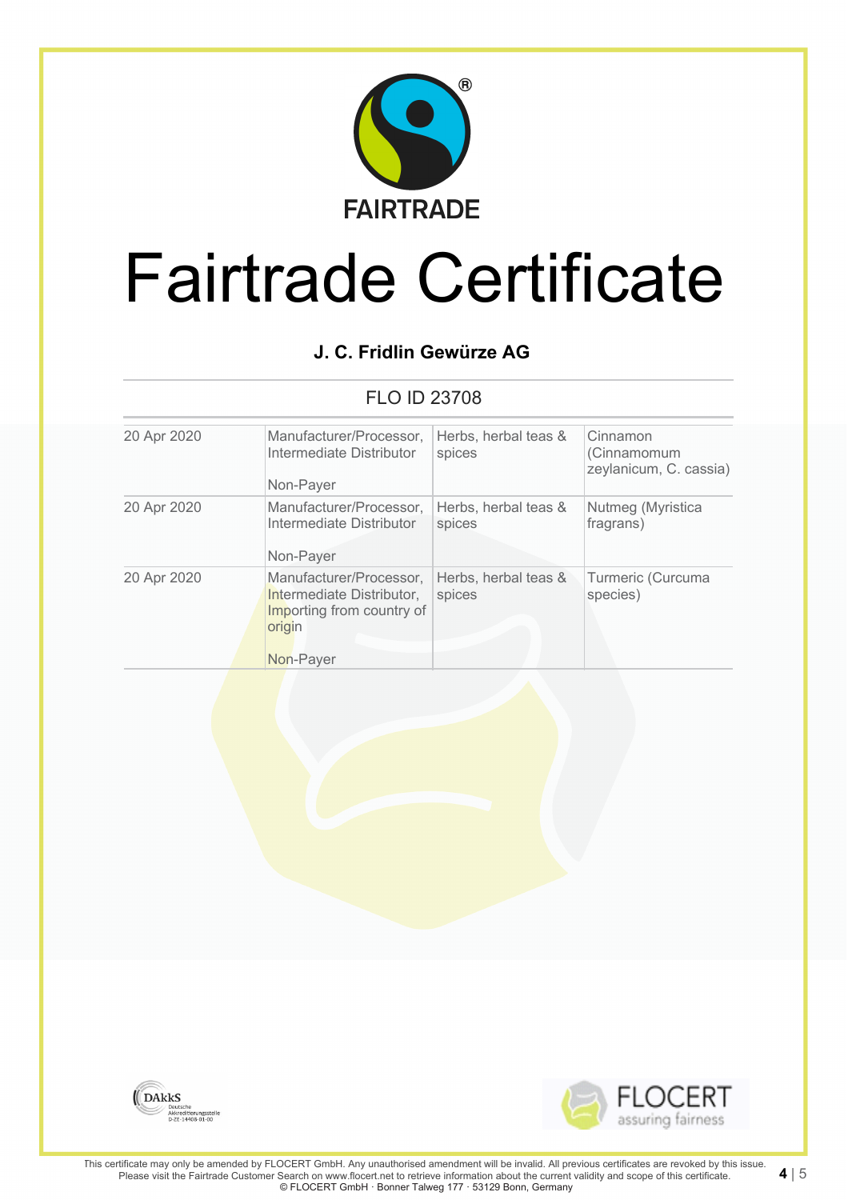FAIRTRADE

# Fairtrade Certificate

**J. C. Fridlin Gewürze AG**

FLO ID 23708

| | | | |
|---|---|---|---|
| 20 Apr 2020 | Manufacturer/Processor, Intermediate Distributor<br><br>Non-Payer | Herbs, herbal teas & spices | Cinnamon (Cinnamomum zeylanicum, C. cassia) |
| 20 Apr 2020 | Manufacturer/Processor, Intermediate Distributor<br><br>Non-Payer | Herbs, herbal teas & spices | Nutmeg (Myristica fragrans) |
| 20 Apr 2020 | Manufacturer/Processor, Intermediate Distributor, Importing from country of origin<br><br>Non-Payer | Herbs, herbal teas & spices | Turmeric (Curcuma species) |

DAkkS Deutsche Akkreditierungsstelle D-ZE-14408-01-00

FLOCERT assuring fairness

This certificate may only be amended by FLOCERT GmbH. Any unauthorised amendment will be invalid. All previous certificates are revoked by this issue. Please visit the Fairtrade Customer Search on www.flocert.net to retrieve information about the current validity and scope of this certificate.
© FLOCERT GmbH · Bonner Talweg 177 · 53129 Bonn, Germany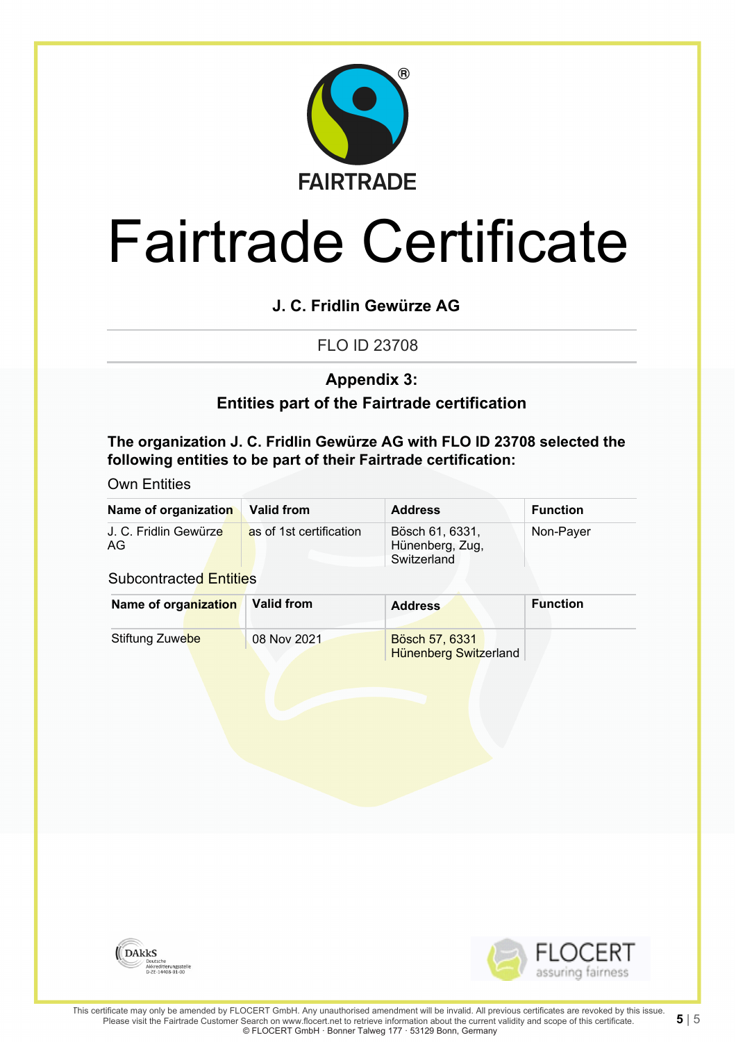FAIRTRADE

# Fairtrade Certificate

**J. C. Fridlin Gewürze AG**

FLO ID 23708

## Appendix 3:
## Entities part of the Fairtrade certification

**The organization J. C. Fridlin Gewürze AG with FLO ID 23708 selected the following entities to be part of their Fairtrade certification:**

Own Entities

| Name of organization | Valid from | Address | Function |
|---|---|---|---|
| J. C. Fridlin Gewürze AG | as of 1st certification | Bösch 61, 6331, Hünenberg, Zug, Switzerland | Non-Payer |

Subcontracted Entities

| Name of organization | Valid from | Address | Function |
|---|---|---|---|
| Stiftung Zuwebe | 08 Nov 2021 | Bösch 57, 6331 Hünenberg Switzerland | |

DAkkS Deutsche Akkreditierungsstelle D-ZE-14408-01-00

FLOCERT assuring fairness

This certificate may only be amended by FLOCERT GmbH. Any unauthorised amendment will be invalid. All previous certificates are revoked by this issue. Please visit the Fairtrade Customer Search on www.flocert.net to retrieve information about the current validity and scope of this certificate.
© FLOCERT GmbH · Bonner Talweg 177 · 53129 Bonn, Germany